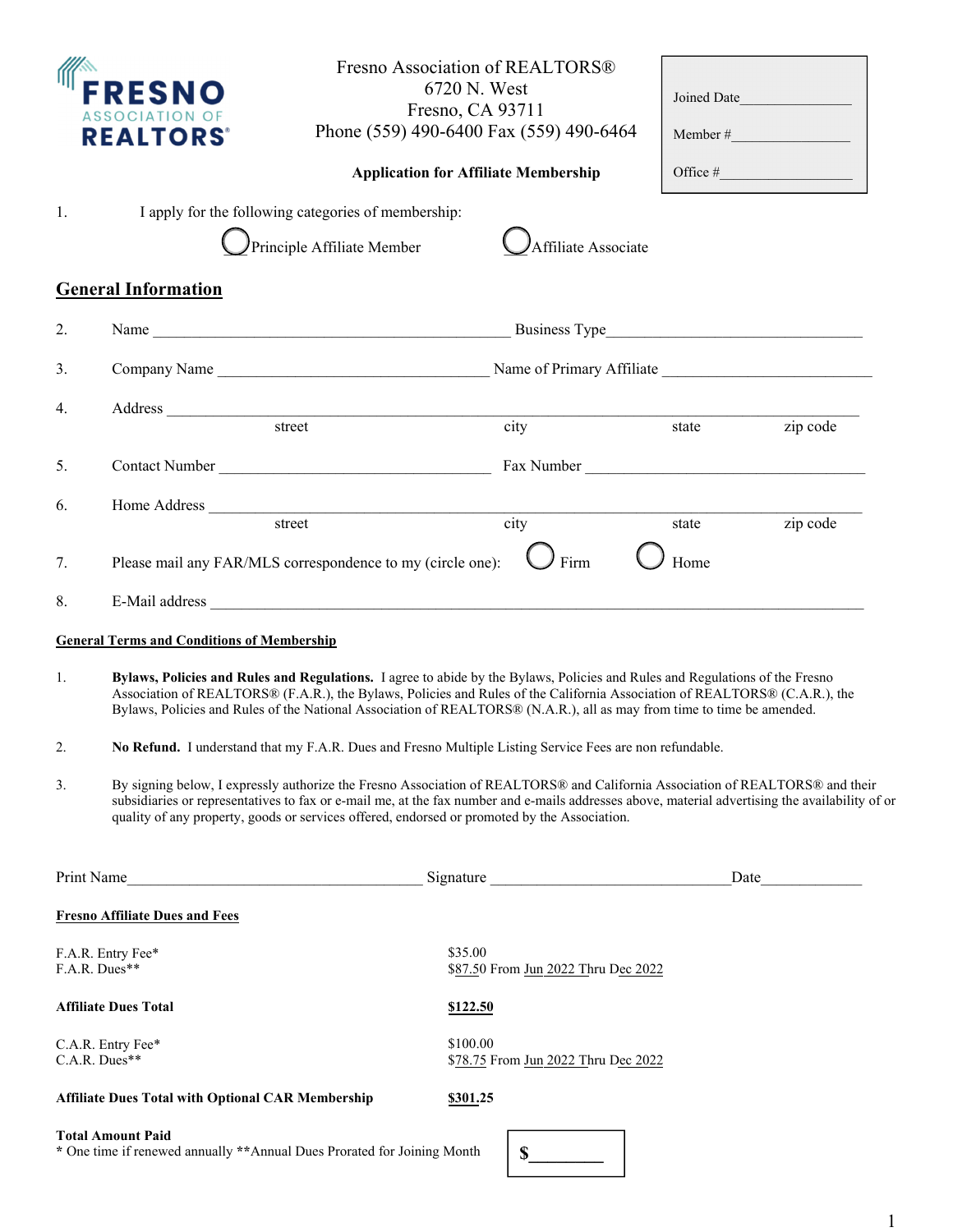FRESNO ASSOCIATION OF REALTORS®

Fresno Association of REALTORS®
6720 N. West
Fresno, CA 93711
Phone (559) 490-6400 Fax (559) 490-6464

**Application for Affiliate Membership**

Joined Date_______________

Member #_______________

Office #_______________

1. I apply for the following categories of membership:

   ◯ Principle Affiliate Member ◯ Affiliate Associate

## General Information

2. Name ______________________________ Business Type ______________________________

3. Company Name ______________________________ Name of Primary Affiliate ______________________________

4. Address ______________________________________________________________
   street city state zip code

5. Contact Number ______________________________ Fax Number ______________________________

6. Home Address ______________________________________________________________
   street city state zip code

7. Please mail any FAR/MLS correspondence to my (circle one): ◯ Firm ◯ Home

8. E-Mail address ______________________________________________________________

**General Terms and Conditions of Membership**

1. **Bylaws, Policies and Rules and Regulations.** I agree to abide by the Bylaws, Policies and Rules and Regulations of the Fresno Association of REALTORS® (F.A.R.), the Bylaws, Policies and Rules of the California Association of REALTORS® (C.A.R.), the Bylaws, Policies and Rules of the National Association of REALTORS® (N.A.R.), all as may from time to time be amended.

2. **No Refund.** I understand that my F.A.R. Dues and Fresno Multiple Listing Service Fees are non refundable.

3. By signing below, I expressly authorize the Fresno Association of REALTORS® and California Association of REALTORS® and their subsidiaries or representatives to fax or e-mail me, at the fax number and e-mails addresses above, material advertising the availability of or quality of any property, goods or services offered, endorsed or promoted by the Association.

Print Name______________________________ Signature ______________________________ Date____________

**Fresno Affiliate Dues and Fees**

| | |
|---|---|
| F.A.R. Entry Fee* | $35.00 |
| F.A.R. Dues** | $87.50 From Jun 2022 Thru Dec 2022 |
| **Affiliate Dues Total** | **$122.50** |
| C.A.R. Entry Fee* | $100.00 |
| C.A.R. Dues** | $78.75 From Jun 2022 Thru Dec 2022 |
| **Affiliate Dues Total with Optional CAR Membership** | **$301.25** |

**Total Amount Paid** $_________

\* One time if renewed annually **Annual Dues Prorated for Joining Month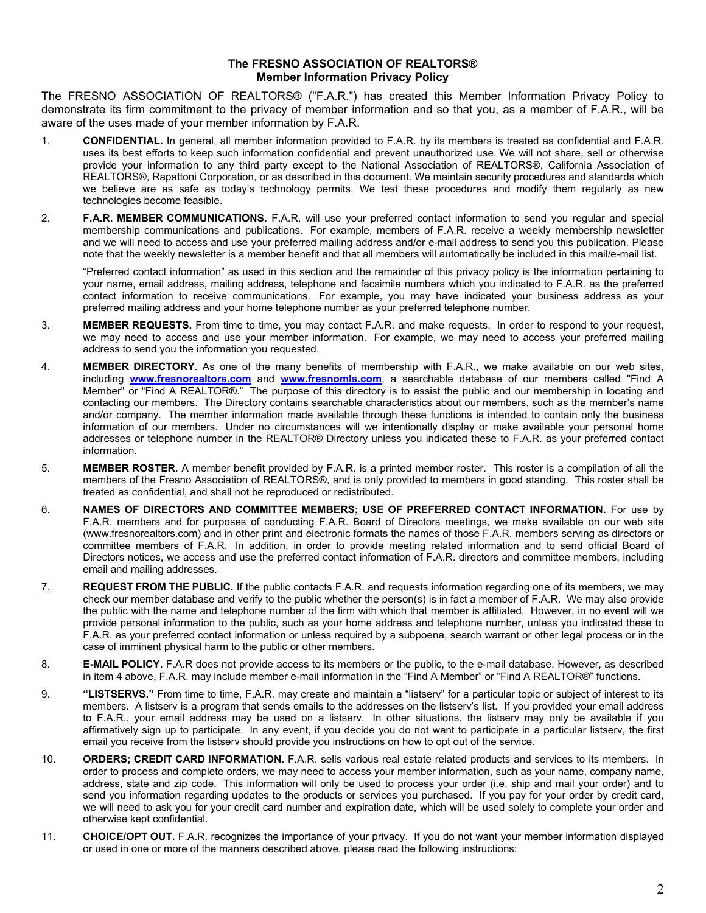# The FRESNO ASSOCIATION OF REALTORS®
## Member Information Privacy Policy

The FRESNO ASSOCIATION OF REALTORS® ("F.A.R.") has created this Member Information Privacy Policy to demonstrate its firm commitment to the privacy of member information and so that you, as a member of F.A.R., will be aware of the uses made of your member information by F.A.R.

1. **CONFIDENTIAL.** In general, all member information provided to F.A.R. by its members is treated as confidential and F.A.R. uses its best efforts to keep such information confidential and prevent unauthorized use. We will not share, sell or otherwise provide your information to any third party except to the National Association of REALTORS®, California Association of REALTORS®, Rapattoni Corporation, or as described in this document. We maintain security procedures and standards which we believe are as safe as today's technology permits. We test these procedures and modify them regularly as new technologies become feasible.

2. **F.A.R. MEMBER COMMUNICATIONS.** F.A.R. will use your preferred contact information to send you regular and special membership communications and publications. For example, members of F.A.R. receive a weekly membership newsletter and we will need to access and use your preferred mailing address and/or e-mail address to send you this publication. Please note that the weekly newsletter is a member benefit and that all members will automatically be included in this mail/e-mail list.

   "Preferred contact information" as used in this section and the remainder of this privacy policy is the information pertaining to your name, email address, mailing address, telephone and facsimile numbers which you indicated to F.A.R. as the preferred contact information to receive communications. For example, you may have indicated your business address as your preferred mailing address and your home telephone number as your preferred telephone number.

3. **MEMBER REQUESTS.** From time to time, you may contact F.A.R. and make requests. In order to respond to your request, we may need to access and use your member information. For example, we may need to access your preferred mailing address to send you the information you requested.

4. **MEMBER DIRECTORY**. As one of the many benefits of membership with F.A.R., we make available on our web sites, including **www.fresnorealtors.com** and **www.fresnomls.com**, a searchable database of our members called "Find A Member" or "Find A REALTOR®." The purpose of this directory is to assist the public and our membership in locating and contacting our members. The Directory contains searchable characteristics about our members, such as the member's name and/or company. The member information made available through these functions is intended to contain only the business information of our members. Under no circumstances will we intentionally display or make available your personal home addresses or telephone number in the REALTOR® Directory unless you indicated these to F.A.R. as your preferred contact information.

5. **MEMBER ROSTER.** A member benefit provided by F.A.R. is a printed member roster. This roster is a compilation of all the members of the Fresno Association of REALTORS®, and is only provided to members in good standing. This roster shall be treated as confidential, and shall not be reproduced or redistributed.

6. **NAMES OF DIRECTORS AND COMMITTEE MEMBERS; USE OF PREFERRED CONTACT INFORMATION.** For use by F.A.R. members and for purposes of conducting F.A.R. Board of Directors meetings, we make available on our web site (www.fresnorealtors.com) and in other print and electronic formats the names of those F.A.R. members serving as directors or committee members of F.A.R. In addition, in order to provide meeting related information and to send official Board of Directors notices, we access and use the preferred contact information of F.A.R. directors and committee members, including email and mailing addresses.

7. **REQUEST FROM THE PUBLIC.** If the public contacts F.A.R. and requests information regarding one of its members, we may check our member database and verify to the public whether the person(s) is in fact a member of F.A.R. We may also provide the public with the name and telephone number of the firm with which that member is affiliated. However, in no event will we provide personal information to the public, such as your home address and telephone number, unless you indicated these to F.A.R. as your preferred contact information or unless required by a subpoena, search warrant or other legal process or in the case of imminent physical harm to the public or other members.

8. **E-MAIL POLICY.** F.A.R does not provide access to its members or the public, to the e-mail database. However, as described in item 4 above, F.A.R. may include member e-mail information in the "Find A Member" or "Find A REALTOR®" functions.

9. **"LISTSERVS."** From time to time, F.A.R. may create and maintain a "listserv" for a particular topic or subject of interest to its members. A listserv is a program that sends emails to the addresses on the listserv's list. If you provided your email address to F.A.R., your email address may be used on a listserv. In other situations, the listserv may only be available if you affirmatively sign up to participate. In any event, if you decide you do not want to participate in a particular listserv, the first email you receive from the listserv should provide you instructions on how to opt out of the service.

10. **ORDERS; CREDIT CARD INFORMATION.** F.A.R. sells various real estate related products and services to its members. In order to process and complete orders, we may need to access your member information, such as your name, company name, address, state and zip code. This information will only be used to process your order (i.e. ship and mail your order) and to send you information regarding updates to the products or services you purchased. If you pay for your order by credit card, we will need to ask you for your credit card number and expiration date, which will be used solely to complete your order and otherwise kept confidential.

11. **CHOICE/OPT OUT.** F.A.R. recognizes the importance of your privacy. If you do not want your member information displayed or used in one or more of the manners described above, please read the following instructions: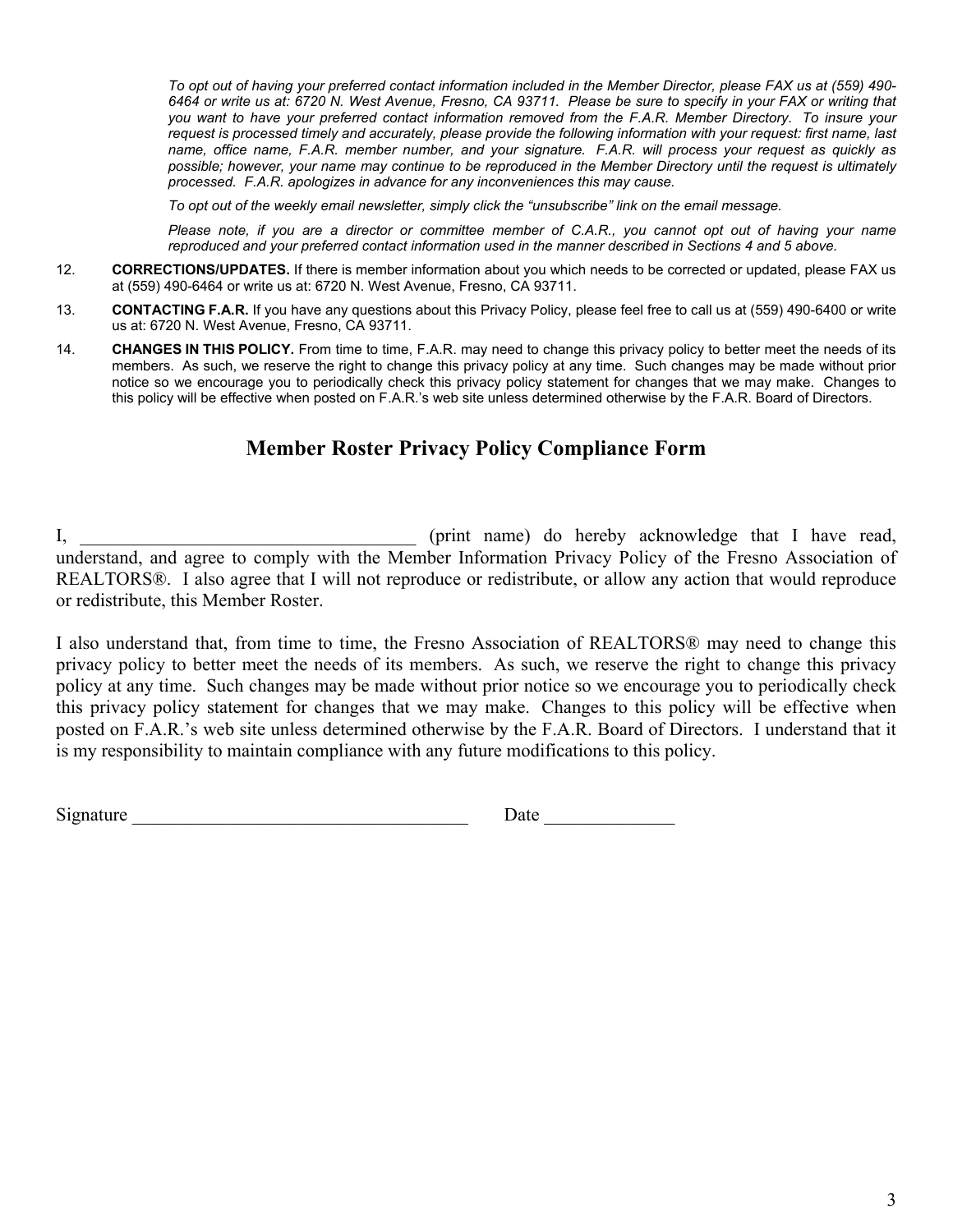*To opt out of having your preferred contact information included in the Member Director, please FAX us at (559) 490-6464 or write us at: 6720 N. West Avenue, Fresno, CA 93711. Please be sure to specify in your FAX or writing that you want to have your preferred contact information removed from the F.A.R. Member Directory. To insure your request is processed timely and accurately, please provide the following information with your request: first name, last name, office name, F.A.R. member number, and your signature. F.A.R. will process your request as quickly as possible; however, your name may continue to be reproduced in the Member Directory until the request is ultimately processed. F.A.R. apologizes in advance for any inconveniences this may cause.*

*To opt out of the weekly email newsletter, simply click the "unsubscribe" link on the email message.*

*Please note, if you are a director or committee member of C.A.R., you cannot opt out of having your name reproduced and your preferred contact information used in the manner described in Sections 4 and 5 above.*

12. **CORRECTIONS/UPDATES.** If there is member information about you which needs to be corrected or updated, please FAX us at (559) 490-6464 or write us at: 6720 N. West Avenue, Fresno, CA 93711.

13. **CONTACTING F.A.R.** If you have any questions about this Privacy Policy, please feel free to call us at (559) 490-6400 or write us at: 6720 N. West Avenue, Fresno, CA 93711.

14. **CHANGES IN THIS POLICY.** From time to time, F.A.R. may need to change this privacy policy to better meet the needs of its members. As such, we reserve the right to change this privacy policy at any time. Such changes may be made without prior notice so we encourage you to periodically check this privacy policy statement for changes that we may make. Changes to this policy will be effective when posted on F.A.R.'s web site unless determined otherwise by the F.A.R. Board of Directors.

## Member Roster Privacy Policy Compliance Form

I, ____________________________________ (print name) do hereby acknowledge that I have read, understand, and agree to comply with the Member Information Privacy Policy of the Fresno Association of REALTORS®. I also agree that I will not reproduce or redistribute, or allow any action that would reproduce or redistribute, this Member Roster.

I also understand that, from time to time, the Fresno Association of REALTORS® may need to change this privacy policy to better meet the needs of its members. As such, we reserve the right to change this privacy policy at any time. Such changes may be made without prior notice so we encourage you to periodically check this privacy policy statement for changes that we may make. Changes to this policy will be effective when posted on F.A.R.'s web site unless determined otherwise by the F.A.R. Board of Directors. I understand that it is my responsibility to maintain compliance with any future modifications to this policy.

Signature ____________________________________ Date ______________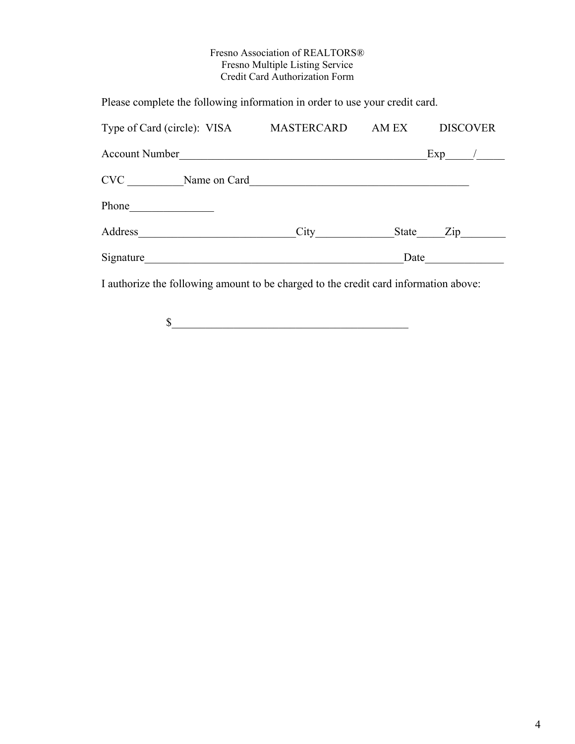Fresno Association of REALTORS®
Fresno Multiple Listing Service
Credit Card Authorization Form

Please complete the following information in order to use your credit card.

Type of Card (circle): VISA MASTERCARD AM EX DISCOVER

Account Number_____________________________________________Exp_____/_____

CVC __________Name on Card_______________________________________

Phone_______________

Address____________________________City_____________State_____Zip________

Signature_______________________________________________Date______________

I authorize the following amount to be charged to the credit card information above:

$__________________________________________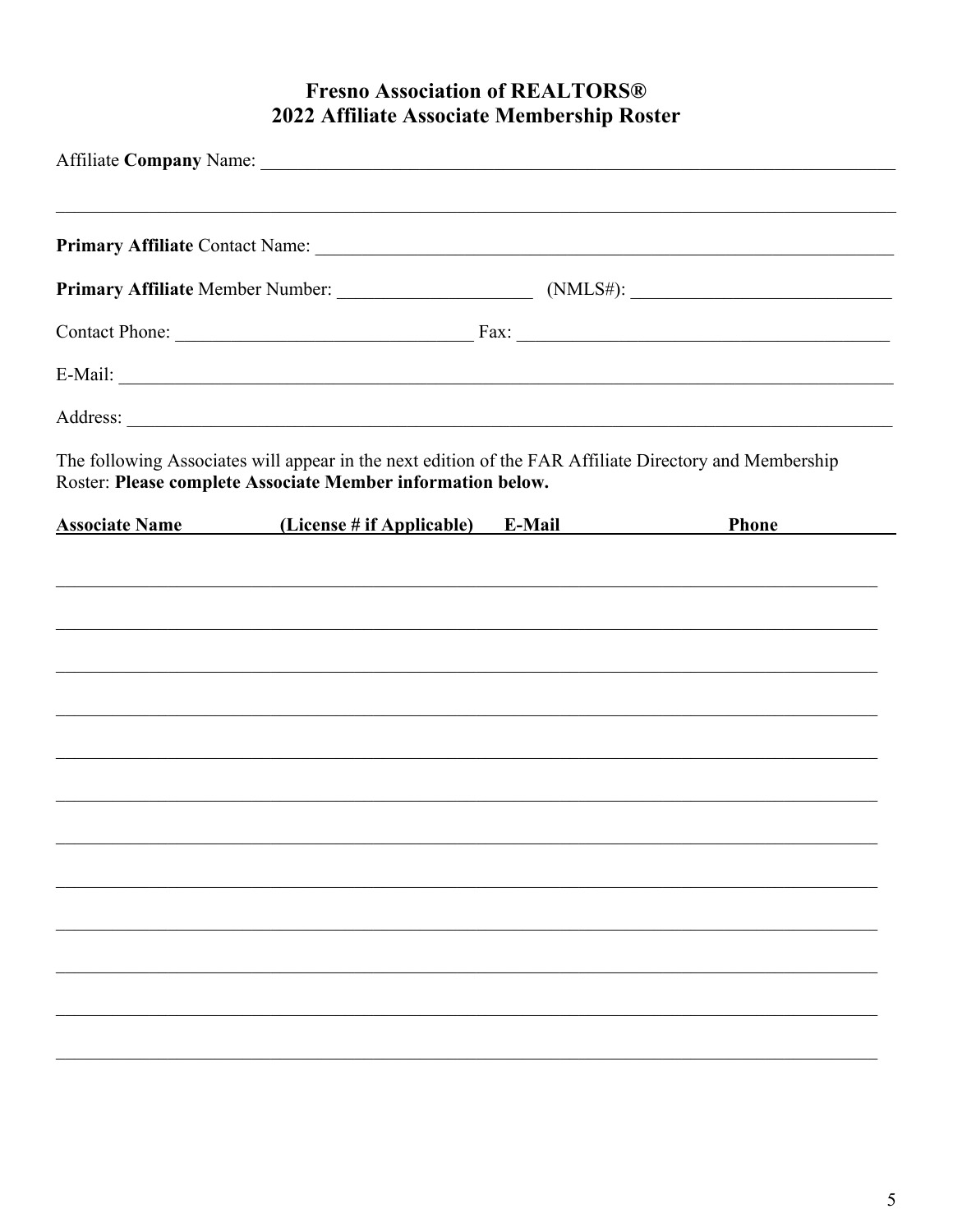# Fresno Association of REALTORS®
## 2022 Affiliate Associate Membership Roster

Affiliate **Company** Name: ______________________________________________________________________

______________________________________________________________________

**Primary Affiliate** Contact Name: ______________________________________________________________________

**Primary Affiliate** Member Number: _____________________ (NMLS#): ____________________________

Contact Phone: _________________________________ Fax: _________________________________________

E-Mail: ______________________________________________________________________

Address: ______________________________________________________________________

The following Associates will appear in the next edition of the FAR Affiliate Directory and Membership Roster: **Please complete Associate Member information below.**

| Associate Name | (License # if Applicable) | E-Mail | Phone |
|---|---|---|---|
| | | | |
| | | | |
| | | | |
| | | | |
| | | | |
| | | | |
| | | | |
| | | | |
| | | | |
| | | | |
| | | | |
| | | | |